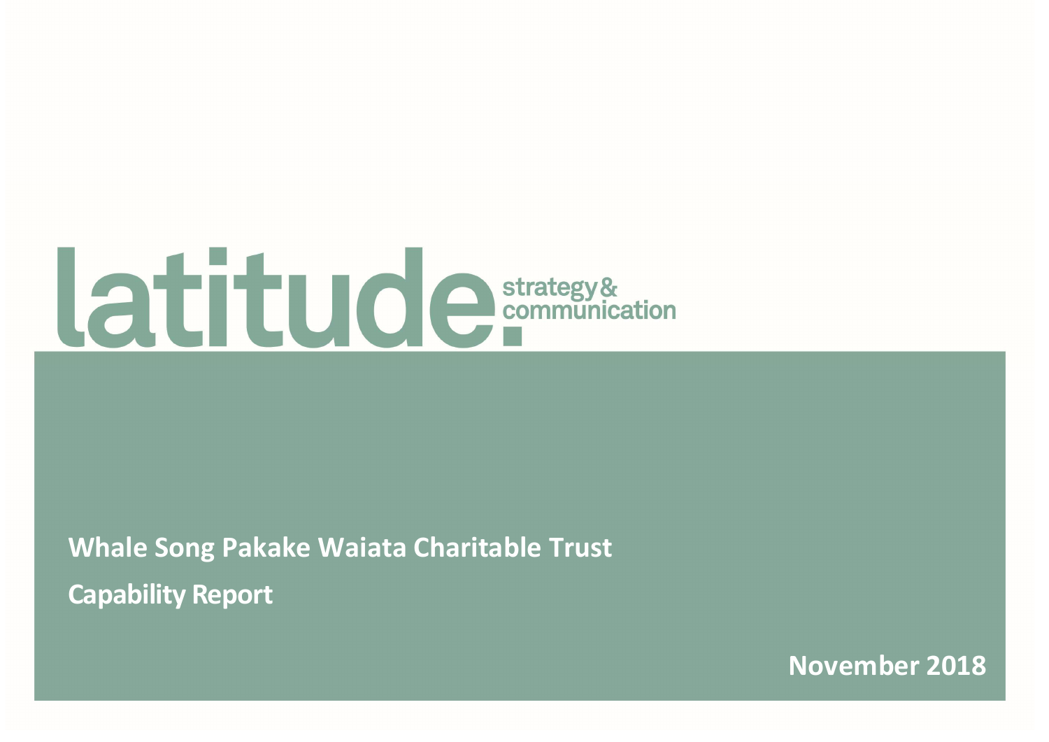latitude. strategy & communication

# Whale Song Pakake Waiata Charitable Trust

## Capability Report

November 2018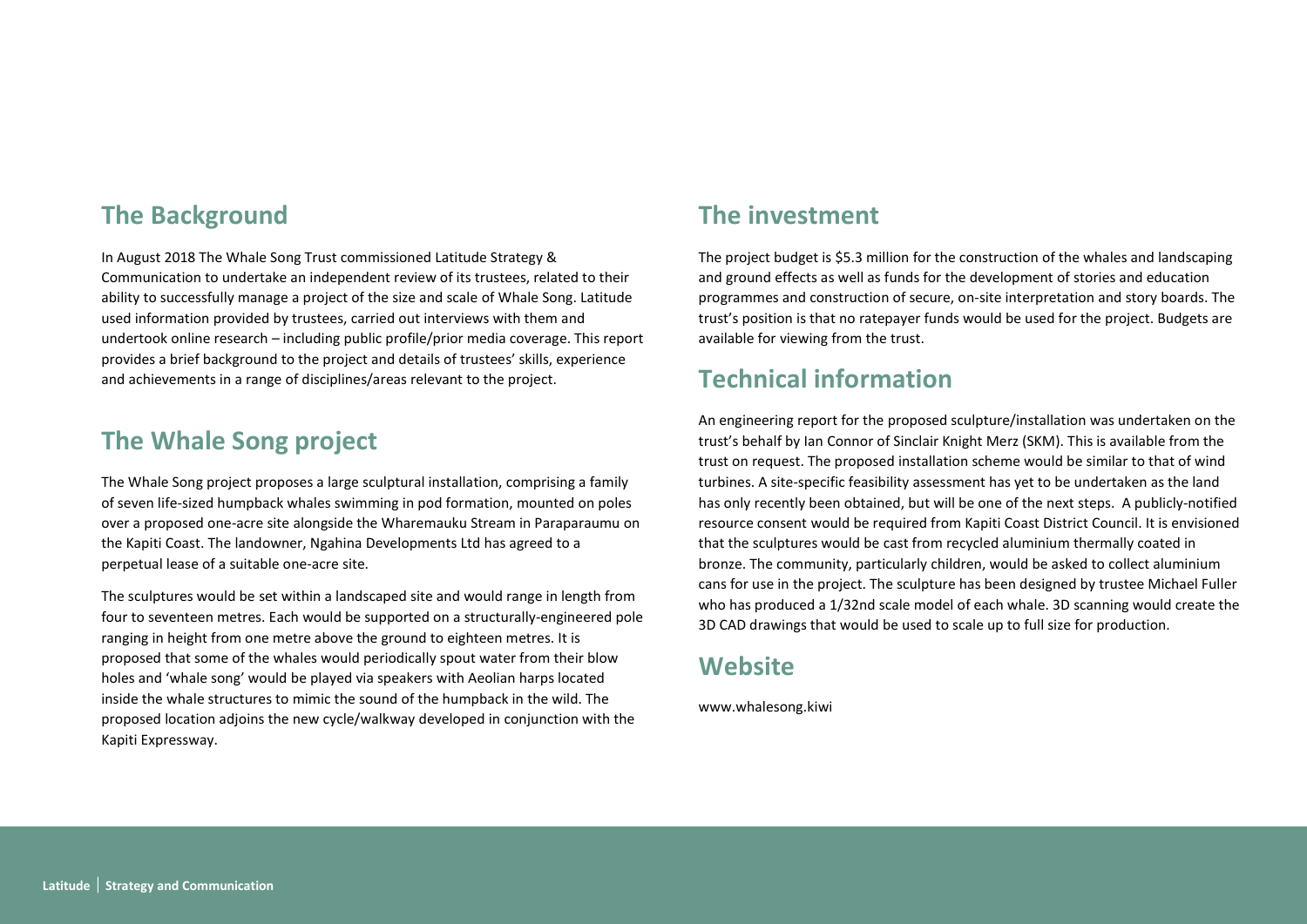## The Background

In August 2018 The Whale Song Trust commissioned Latitude Strategy & Communication to undertake an independent review of its trustees, related to their ability to successfully manage a project of the size and scale of Whale Song. Latitude used information provided by trustees, carried out interviews with them and undertook online research – including public profile/prior media coverage. This report provides a brief background to the project and details of trustees' skills, experience and achievements in a range of disciplines/areas relevant to the project.

## The Whale Song project

The Whale Song project proposes a large sculptural installation, comprising a family of seven life-sized humpback whales swimming in pod formation, mounted on poles over a proposed one-acre site alongside the Wharemauku Stream in Paraparaumu on the Kapiti Coast. The landowner, Ngahina Developments Ltd has agreed to a perpetual lease of a suitable one-acre site.

The sculptures would be set within a landscaped site and would range in length from four to seventeen metres. Each would be supported on a structurally-engineered pole ranging in height from one metre above the ground to eighteen metres. It is proposed that some of the whales would periodically spout water from their blow holes and 'whale song' would be played via speakers with Aeolian harps located inside the whale structures to mimic the sound of the humpback in the wild. The proposed location adjoins the new cycle/walkway developed in conjunction with the Kapiti Expressway.

## The investment

The project budget is $5.3 million for the construction of the whales and landscaping and ground effects as well as funds for the development of stories and education programmes and construction of secure, on-site interpretation and story boards. The trust's position is that no ratepayer funds would be used for the project. Budgets are available for viewing from the trust.

## Technical information

An engineering report for the proposed sculpture/installation was undertaken on the trust's behalf by Ian Connor of Sinclair Knight Merz (SKM). This is available from the trust on request. The proposed installation scheme would be similar to that of wind turbines. A site-specific feasibility assessment has yet to be undertaken as the land has only recently been obtained, but will be one of the next steps. A publicly-notified resource consent would be required from Kapiti Coast District Council. It is envisioned that the sculptures would be cast from recycled aluminium thermally coated in bronze. The community, particularly children, would be asked to collect aluminium cans for use in the project. The sculpture has been designed by trustee Michael Fuller who has produced a 1/32nd scale model of each whale. 3D scanning would create the 3D CAD drawings that would be used to scale up to full size for production.

## Website

www.whalesong.kiwi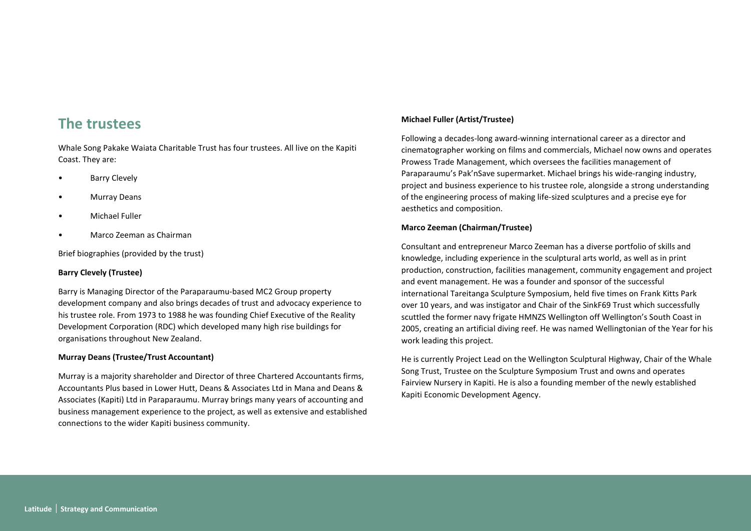## The trustees

Whale Song Pakake Waiata Charitable Trust has four trustees. All live on the Kapiti Coast. They are:

- Barry Clevely
- Murray Deans
- Michael Fuller
- Marco Zeeman as Chairman

Brief biographies (provided by the trust)

**Barry Clevely (Trustee)**

Barry is Managing Director of the Paraparaumu-based MC2 Group property development company and also brings decades of trust and advocacy experience to his trustee role. From 1973 to 1988 he was founding Chief Executive of the Reality Development Corporation (RDC) which developed many high rise buildings for organisations throughout New Zealand.

**Murray Deans (Trustee/Trust Accountant)**

Murray is a majority shareholder and Director of three Chartered Accountants firms, Accountants Plus based in Lower Hutt, Deans & Associates Ltd in Mana and Deans & Associates (Kapiti) Ltd in Paraparaumu. Murray brings many years of accounting and business management experience to the project, as well as extensive and established connections to the wider Kapiti business community.

**Michael Fuller (Artist/Trustee)**

Following a decades-long award-winning international career as a director and cinematographer working on films and commercials, Michael now owns and operates Prowess Trade Management, which oversees the facilities management of Paraparaumu's Pak'nSave supermarket. Michael brings his wide-ranging industry, project and business experience to his trustee role, alongside a strong understanding of the engineering process of making life-sized sculptures and a precise eye for aesthetics and composition.

**Marco Zeeman (Chairman/Trustee)**

Consultant and entrepreneur Marco Zeeman has a diverse portfolio of skills and knowledge, including experience in the sculptural arts world, as well as in print production, construction, facilities management, community engagement and project and event management. He was a founder and sponsor of the successful international Tareitanga Sculpture Symposium, held five times on Frank Kitts Park over 10 years, and was instigator and Chair of the SinkF69 Trust which successfully scuttled the former navy frigate HMNZS Wellington off Wellington's South Coast in 2005, creating an artificial diving reef. He was named Wellingtonian of the Year for his work leading this project.

He is currently Project Lead on the Wellington Sculptural Highway, Chair of the Whale Song Trust, Trustee on the Sculpture Symposium Trust and owns and operates Fairview Nursery in Kapiti. He is also a founding member of the newly established Kapiti Economic Development Agency.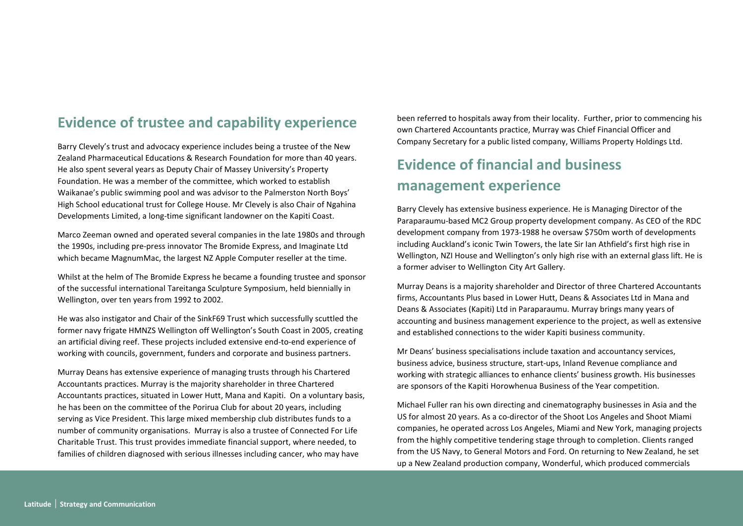## Evidence of trustee and capability experience

Barry Clevely's trust and advocacy experience includes being a trustee of the New Zealand Pharmaceutical Educations & Research Foundation for more than 40 years. He also spent several years as Deputy Chair of Massey University's Property Foundation. He was a member of the committee, which worked to establish Waikanae's public swimming pool and was advisor to the Palmerston North Boys' High School educational trust for College House. Mr Clevely is also Chair of Ngahina Developments Limited, a long-time significant landowner on the Kapiti Coast.

Marco Zeeman owned and operated several companies in the late 1980s and through the 1990s, including pre-press innovator The Bromide Express, and Imaginate Ltd which became MagnumMac, the largest NZ Apple Computer reseller at the time.

Whilst at the helm of The Bromide Express he became a founding trustee and sponsor of the successful international Tareitanga Sculpture Symposium, held biennially in Wellington, over ten years from 1992 to 2002.

He was also instigator and Chair of the SinkF69 Trust which successfully scuttled the former navy frigate HMNZS Wellington off Wellington's South Coast in 2005, creating an artificial diving reef. These projects included extensive end-to-end experience of working with councils, government, funders and corporate and business partners.

Murray Deans has extensive experience of managing trusts through his Chartered Accountants practices. Murray is the majority shareholder in three Chartered Accountants practices, situated in Lower Hutt, Mana and Kapiti. On a voluntary basis, he has been on the committee of the Porirua Club for about 20 years, including serving as Vice President. This large mixed membership club distributes funds to a number of community organisations. Murray is also a trustee of Connected For Life Charitable Trust. This trust provides immediate financial support, where needed, to families of children diagnosed with serious illnesses including cancer, who may have been referred to hospitals away from their locality. Further, prior to commencing his own Chartered Accountants practice, Murray was Chief Financial Officer and Company Secretary for a public listed company, Williams Property Holdings Ltd.

## Evidence of financial and business management experience

Barry Clevely has extensive business experience. He is Managing Director of the Paraparaumu-based MC2 Group property development company. As CEO of the RDC development company from 1973-1988 he oversaw $750m worth of developments including Auckland's iconic Twin Towers, the late Sir Ian Athfield's first high rise in Wellington, NZI House and Wellington's only high rise with an external glass lift. He is a former adviser to Wellington City Art Gallery.

Murray Deans is a majority shareholder and Director of three Chartered Accountants firms, Accountants Plus based in Lower Hutt, Deans & Associates Ltd in Mana and Deans & Associates (Kapiti) Ltd in Paraparaumu. Murray brings many years of accounting and business management experience to the project, as well as extensive and established connections to the wider Kapiti business community.

Mr Deans' business specialisations include taxation and accountancy services, business advice, business structure, start-ups, Inland Revenue compliance and working with strategic alliances to enhance clients' business growth. His businesses are sponsors of the Kapiti Horowhenua Business of the Year competition.

Michael Fuller ran his own directing and cinematography businesses in Asia and the US for almost 20 years. As a co-director of the Shoot Los Angeles and Shoot Miami companies, he operated across Los Angeles, Miami and New York, managing projects from the highly competitive tendering stage through to completion. Clients ranged from the US Navy, to General Motors and Ford. On returning to New Zealand, he set up a New Zealand production company, Wonderful, which produced commercials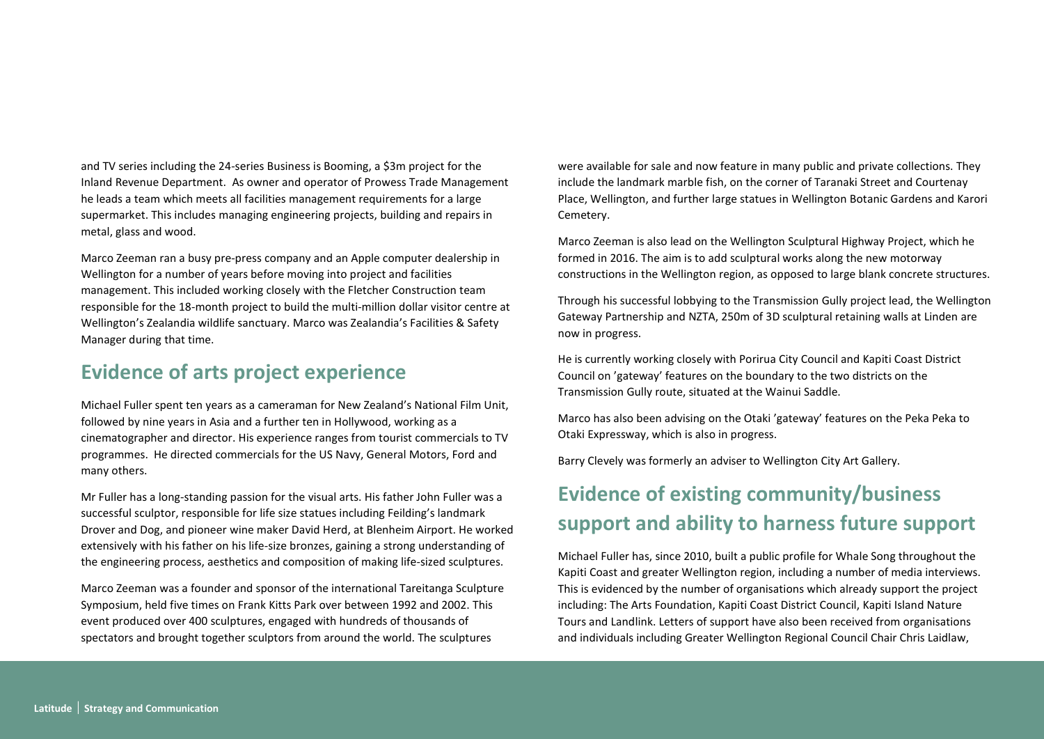and TV series including the 24-series Business is Booming, a $3m project for the Inland Revenue Department.  As owner and operator of Prowess Trade Management he leads a team which meets all facilities management requirements for a large supermarket. This includes managing engineering projects, building and repairs in metal, glass and wood.

Marco Zeeman ran a busy pre-press company and an Apple computer dealership in Wellington for a number of years before moving into project and facilities management. This included working closely with the Fletcher Construction team responsible for the 18-month project to build the multi-million dollar visitor centre at Wellington's Zealandia wildlife sanctuary. Marco was Zealandia's Facilities & Safety Manager during that time.

## Evidence of arts project experience

Michael Fuller spent ten years as a cameraman for New Zealand's National Film Unit, followed by nine years in Asia and a further ten in Hollywood, working as a cinematographer and director. His experience ranges from tourist commercials to TV programmes.  He directed commercials for the US Navy, General Motors, Ford and many others.

Mr Fuller has a long-standing passion for the visual arts. His father John Fuller was a successful sculptor, responsible for life size statues including Feilding's landmark Drover and Dog, and pioneer wine maker David Herd, at Blenheim Airport. He worked extensively with his father on his life-size bronzes, gaining a strong understanding of the engineering process, aesthetics and composition of making life-sized sculptures.

Marco Zeeman was a founder and sponsor of the international Tareitanga Sculpture Symposium, held five times on Frank Kitts Park over between 1992 and 2002. This event produced over 400 sculptures, engaged with hundreds of thousands of spectators and brought together sculptors from around the world. The sculptures were available for sale and now feature in many public and private collections. They include the landmark marble fish, on the corner of Taranaki Street and Courtenay Place, Wellington, and further large statues in Wellington Botanic Gardens and Karori Cemetery.

Marco Zeeman is also lead on the Wellington Sculptural Highway Project, which he formed in 2016. The aim is to add sculptural works along the new motorway constructions in the Wellington region, as opposed to large blank concrete structures.

Through his successful lobbying to the Transmission Gully project lead, the Wellington Gateway Partnership and NZTA, 250m of 3D sculptural retaining walls at Linden are now in progress.

He is currently working closely with Porirua City Council and Kapiti Coast District Council on 'gateway' features on the boundary to the two districts on the Transmission Gully route, situated at the Wainui Saddle.

Marco has also been advising on the Otaki 'gateway' features on the Peka Peka to Otaki Expressway, which is also in progress.

Barry Clevely was formerly an adviser to Wellington City Art Gallery.

## Evidence of existing community/business support and ability to harness future support

Michael Fuller has, since 2010, built a public profile for Whale Song throughout the Kapiti Coast and greater Wellington region, including a number of media interviews. This is evidenced by the number of organisations which already support the project including: The Arts Foundation, Kapiti Coast District Council, Kapiti Island Nature Tours and Landlink. Letters of support have also been received from organisations and individuals including Greater Wellington Regional Council Chair Chris Laidlaw,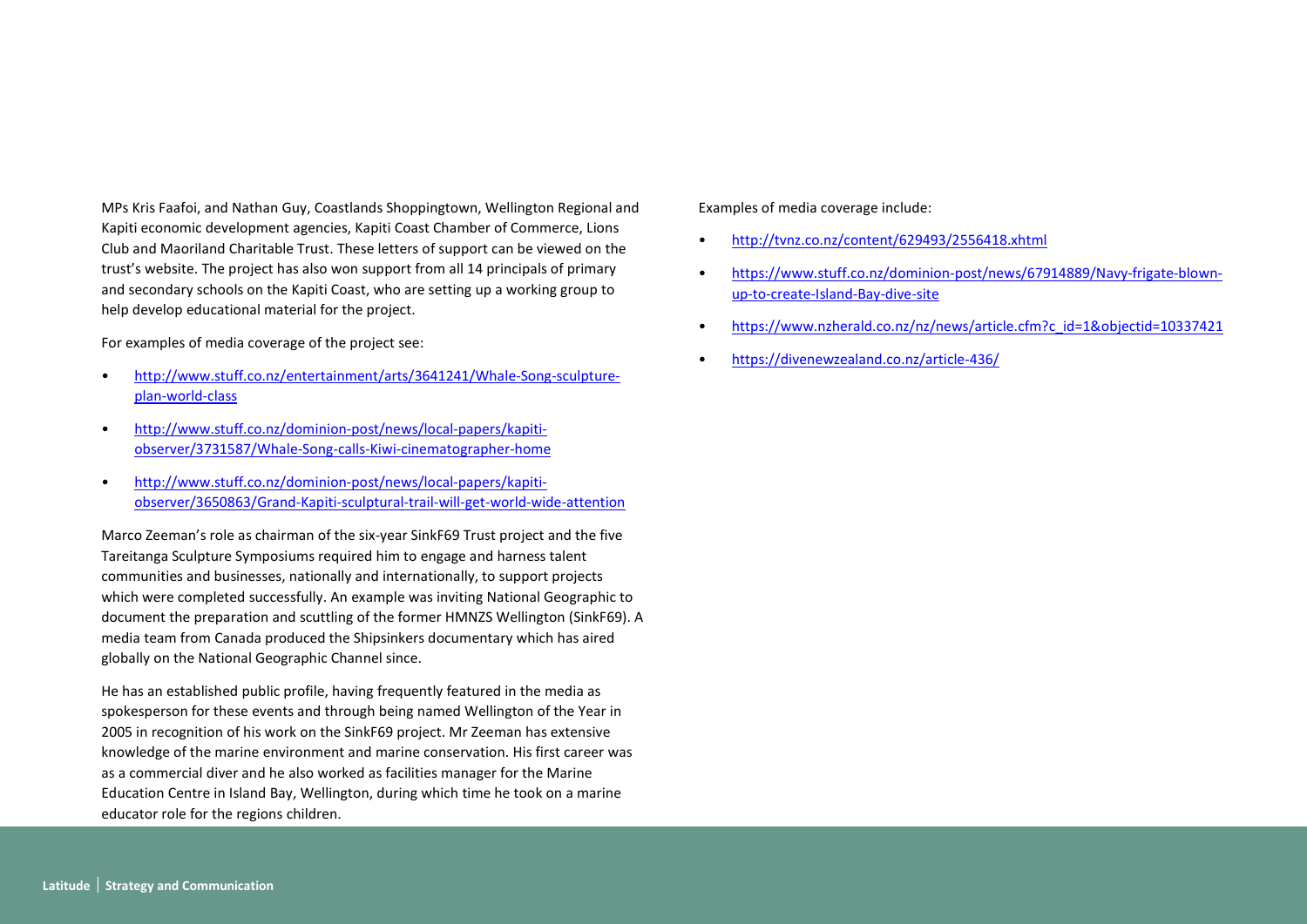MPs Kris Faafoi, and Nathan Guy, Coastlands Shoppingtown, Wellington Regional and Kapiti economic development agencies, Kapiti Coast Chamber of Commerce, Lions Club and Maoriland Charitable Trust. These letters of support can be viewed on the trust's website. The project has also won support from all 14 principals of primary and secondary schools on the Kapiti Coast, who are setting up a working group to help develop educational material for the project.

For examples of media coverage of the project see:

- http://www.stuff.co.nz/entertainment/arts/3641241/Whale-Song-sculpture-plan-world-class
- http://www.stuff.co.nz/dominion-post/news/local-papers/kapiti-observer/3731587/Whale-Song-calls-Kiwi-cinematographer-home
- http://www.stuff.co.nz/dominion-post/news/local-papers/kapiti-observer/3650863/Grand-Kapiti-sculptural-trail-will-get-world-wide-attention

Marco Zeeman's role as chairman of the six-year SinkF69 Trust project and the five Tareitanga Sculpture Symposiums required him to engage and harness talent communities and businesses, nationally and internationally, to support projects which were completed successfully. An example was inviting National Geographic to document the preparation and scuttling of the former HMNZS Wellington (SinkF69). A media team from Canada produced the Shipsinkers documentary which has aired globally on the National Geographic Channel since.

He has an established public profile, having frequently featured in the media as spokesperson for these events and through being named Wellington of the Year in 2005 in recognition of his work on the SinkF69 project. Mr Zeeman has extensive knowledge of the marine environment and marine conservation. His first career was as a commercial diver and he also worked as facilities manager for the Marine Education Centre in Island Bay, Wellington, during which time he took on a marine educator role for the regions children.

Examples of media coverage include:

- http://tvnz.co.nz/content/629493/2556418.xhtml
- https://www.stuff.co.nz/dominion-post/news/67914889/Navy-frigate-blown-up-to-create-Island-Bay-dive-site
- https://www.nzherald.co.nz/nz/news/article.cfm?c_id=1&objectid=10337421
- https://divenewzealand.co.nz/article-436/